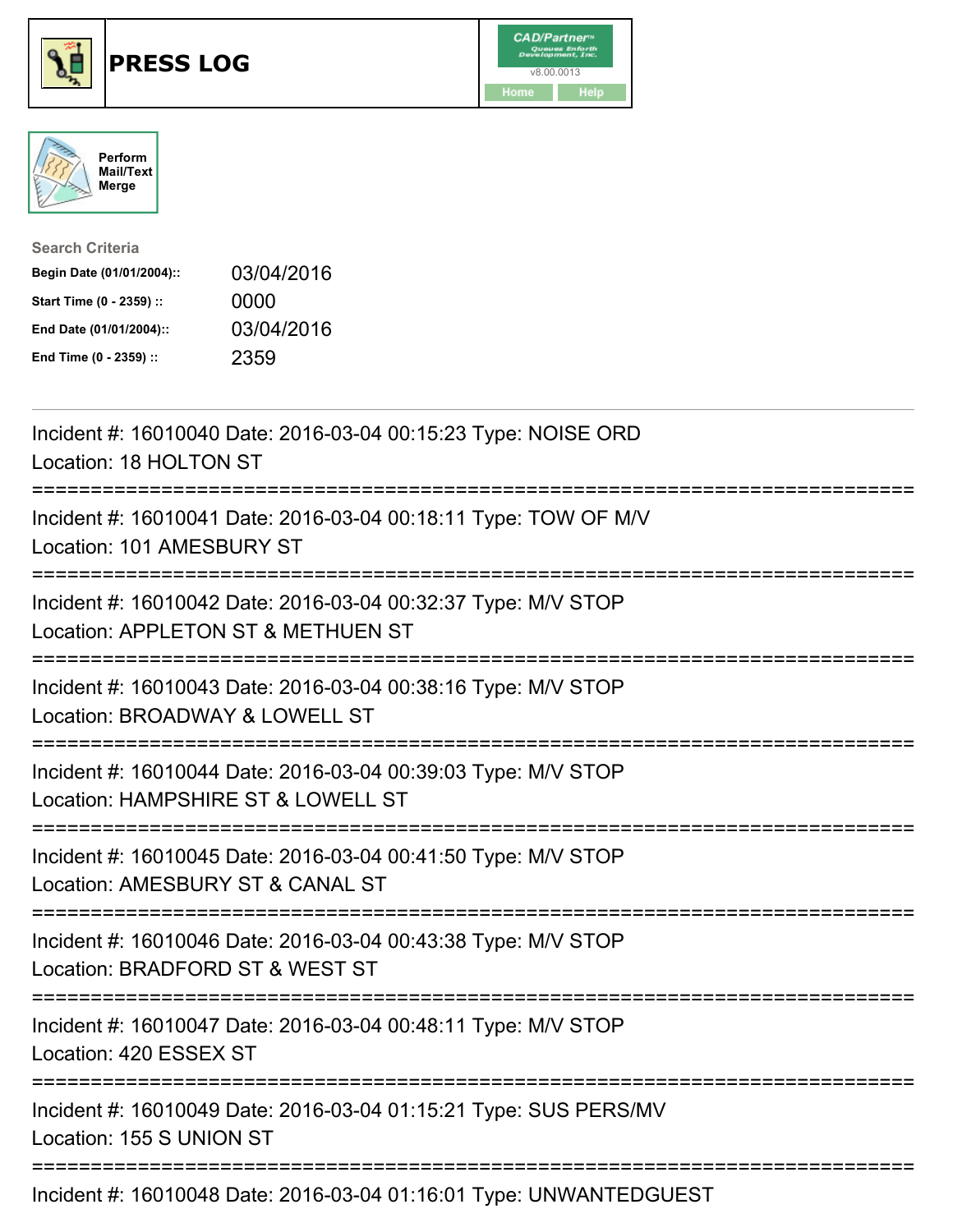# PRESS LOG

CAD/Partner™ Queues Enforth Development, Inc.
v8.00.0013
Home Help

Perform Mail/Text Merge

**Search Criteria**

| | |
|---|---|
| **Begin Date (01/01/2004)::** | 03/04/2016 |
| **Start Time (0 - 2359) ::** | 0000 |
| **End Date (01/01/2004)::** | 03/04/2016 |
| **End Time (0 - 2359) ::** | 2359 |

---

Incident #: 16010040 Date: 2016-03-04 00:15:23 Type: NOISE ORD
Location: 18 HOLTON ST

===========================================================================

Incident #: 16010041 Date: 2016-03-04 00:18:11 Type: TOW OF M/V
Location: 101 AMESBURY ST

===========================================================================

Incident #: 16010042 Date: 2016-03-04 00:32:37 Type: M/V STOP
Location: APPLETON ST & METHUEN ST

===========================================================================

Incident #: 16010043 Date: 2016-03-04 00:38:16 Type: M/V STOP
Location: BROADWAY & LOWELL ST

===========================================================================

Incident #: 16010044 Date: 2016-03-04 00:39:03 Type: M/V STOP
Location: HAMPSHIRE ST & LOWELL ST

===========================================================================

Incident #: 16010045 Date: 2016-03-04 00:41:50 Type: M/V STOP
Location: AMESBURY ST & CANAL ST

===========================================================================

Incident #: 16010046 Date: 2016-03-04 00:43:38 Type: M/V STOP
Location: BRADFORD ST & WEST ST

===========================================================================

Incident #: 16010047 Date: 2016-03-04 00:48:11 Type: M/V STOP
Location: 420 ESSEX ST

===========================================================================

Incident #: 16010049 Date: 2016-03-04 01:15:21 Type: SUS PERS/MV
Location: 155 S UNION ST

===========================================================================

Incident #: 16010048 Date: 2016-03-04 01:16:01 Type: UNWANTEDGUEST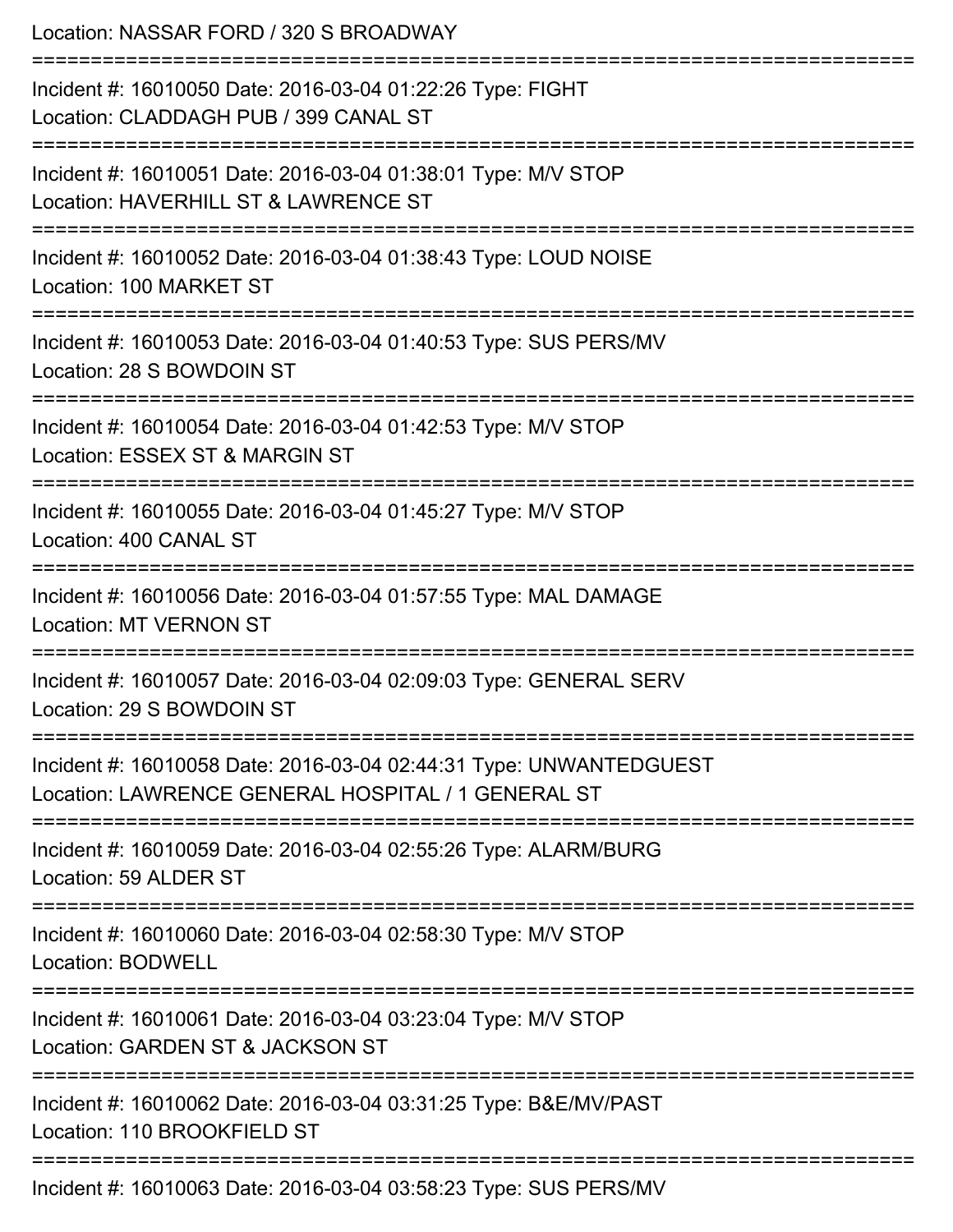Location: NASSAR FORD / 320 S BROADWAY

===========================================================================

Incident #: 16010050 Date: 2016-03-04 01:22:26 Type: FIGHT
Location: CLADDAGH PUB / 399 CANAL ST

===========================================================================

Incident #: 16010051 Date: 2016-03-04 01:38:01 Type: M/V STOP
Location: HAVERHILL ST & LAWRENCE ST

===========================================================================

Incident #: 16010052 Date: 2016-03-04 01:38:43 Type: LOUD NOISE
Location: 100 MARKET ST

===========================================================================

Incident #: 16010053 Date: 2016-03-04 01:40:53 Type: SUS PERS/MV
Location: 28 S BOWDOIN ST

===========================================================================

Incident #: 16010054 Date: 2016-03-04 01:42:53 Type: M/V STOP
Location: ESSEX ST & MARGIN ST

===========================================================================

Incident #: 16010055 Date: 2016-03-04 01:45:27 Type: M/V STOP
Location: 400 CANAL ST

===========================================================================

Incident #: 16010056 Date: 2016-03-04 01:57:55 Type: MAL DAMAGE
Location: MT VERNON ST

===========================================================================

Incident #: 16010057 Date: 2016-03-04 02:09:03 Type: GENERAL SERV
Location: 29 S BOWDOIN ST

===========================================================================

Incident #: 16010058 Date: 2016-03-04 02:44:31 Type: UNWANTEDGUEST
Location: LAWRENCE GENERAL HOSPITAL / 1 GENERAL ST

===========================================================================

Incident #: 16010059 Date: 2016-03-04 02:55:26 Type: ALARM/BURG
Location: 59 ALDER ST

===========================================================================

Incident #: 16010060 Date: 2016-03-04 02:58:30 Type: M/V STOP
Location: BODWELL

===========================================================================

Incident #: 16010061 Date: 2016-03-04 03:23:04 Type: M/V STOP
Location: GARDEN ST & JACKSON ST

===========================================================================

Incident #: 16010062 Date: 2016-03-04 03:31:25 Type: B&E/MV/PAST
Location: 110 BROOKFIELD ST

===========================================================================

Incident #: 16010063 Date: 2016-03-04 03:58:23 Type: SUS PERS/MV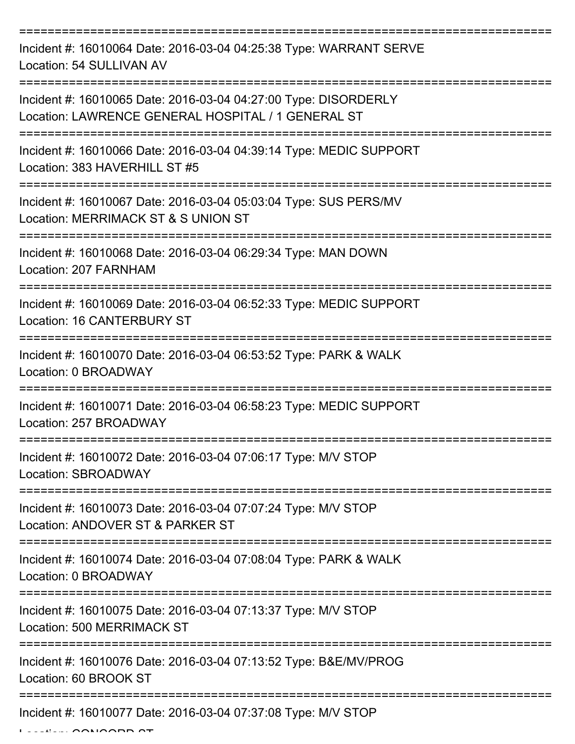===========================================================================

Incident #: 16010064 Date: 2016-03-04 04:25:38 Type: WARRANT SERVE
Location: 54 SULLIVAN AV

===========================================================================

Incident #: 16010065 Date: 2016-03-04 04:27:00 Type: DISORDERLY
Location: LAWRENCE GENERAL HOSPITAL / 1 GENERAL ST

===========================================================================

Incident #: 16010066 Date: 2016-03-04 04:39:14 Type: MEDIC SUPPORT
Location: 383 HAVERHILL ST #5

===========================================================================

Incident #: 16010067 Date: 2016-03-04 05:03:04 Type: SUS PERS/MV
Location: MERRIMACK ST & S UNION ST

===========================================================================

Incident #: 16010068 Date: 2016-03-04 06:29:34 Type: MAN DOWN
Location: 207 FARNHAM

===========================================================================

Incident #: 16010069 Date: 2016-03-04 06:52:33 Type: MEDIC SUPPORT
Location: 16 CANTERBURY ST

===========================================================================

Incident #: 16010070 Date: 2016-03-04 06:53:52 Type: PARK & WALK
Location: 0 BROADWAY

===========================================================================

Incident #: 16010071 Date: 2016-03-04 06:58:23 Type: MEDIC SUPPORT
Location: 257 BROADWAY

===========================================================================

Incident #: 16010072 Date: 2016-03-04 07:06:17 Type: M/V STOP
Location: SBROADWAY

===========================================================================

Incident #: 16010073 Date: 2016-03-04 07:07:24 Type: M/V STOP
Location: ANDOVER ST & PARKER ST

===========================================================================

Incident #: 16010074 Date: 2016-03-04 07:08:04 Type: PARK & WALK
Location: 0 BROADWAY

===========================================================================

Incident #: 16010075 Date: 2016-03-04 07:13:37 Type: M/V STOP
Location: 500 MERRIMACK ST

===========================================================================

Incident #: 16010076 Date: 2016-03-04 07:13:52 Type: B&E/MV/PROG
Location: 60 BROOK ST

===========================================================================

Incident #: 16010077 Date: 2016-03-04 07:37:08 Type: M/V STOP
Location: CONCORD ST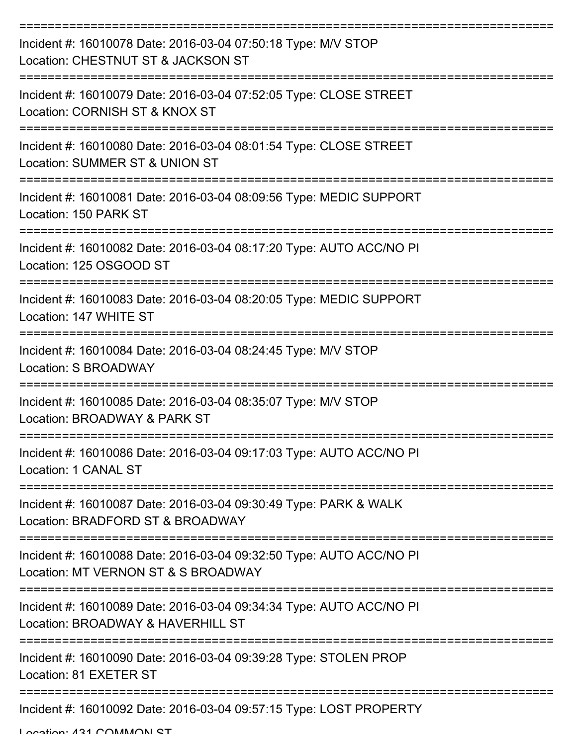===========================================================================

Incident #: 16010078 Date: 2016-03-04 07:50:18 Type: M/V STOP
Location: CHESTNUT ST & JACKSON ST

===========================================================================

Incident #: 16010079 Date: 2016-03-04 07:52:05 Type: CLOSE STREET
Location: CORNISH ST & KNOX ST

===========================================================================

Incident #: 16010080 Date: 2016-03-04 08:01:54 Type: CLOSE STREET
Location: SUMMER ST & UNION ST

===========================================================================

Incident #: 16010081 Date: 2016-03-04 08:09:56 Type: MEDIC SUPPORT
Location: 150 PARK ST

===========================================================================

Incident #: 16010082 Date: 2016-03-04 08:17:20 Type: AUTO ACC/NO PI
Location: 125 OSGOOD ST

===========================================================================

Incident #: 16010083 Date: 2016-03-04 08:20:05 Type: MEDIC SUPPORT
Location: 147 WHITE ST

===========================================================================

Incident #: 16010084 Date: 2016-03-04 08:24:45 Type: M/V STOP
Location: S BROADWAY

===========================================================================

Incident #: 16010085 Date: 2016-03-04 08:35:07 Type: M/V STOP
Location: BROADWAY & PARK ST

===========================================================================

Incident #: 16010086 Date: 2016-03-04 09:17:03 Type: AUTO ACC/NO PI
Location: 1 CANAL ST

===========================================================================

Incident #: 16010087 Date: 2016-03-04 09:30:49 Type: PARK & WALK
Location: BRADFORD ST & BROADWAY

===========================================================================

Incident #: 16010088 Date: 2016-03-04 09:32:50 Type: AUTO ACC/NO PI
Location: MT VERNON ST & S BROADWAY

===========================================================================

Incident #: 16010089 Date: 2016-03-04 09:34:34 Type: AUTO ACC/NO PI
Location: BROADWAY & HAVERHILL ST

===========================================================================

Incident #: 16010090 Date: 2016-03-04 09:39:28 Type: STOLEN PROP
Location: 81 EXETER ST

===========================================================================

Incident #: 16010092 Date: 2016-03-04 09:57:15 Type: LOST PROPERTY
Location: 431 COMMON ST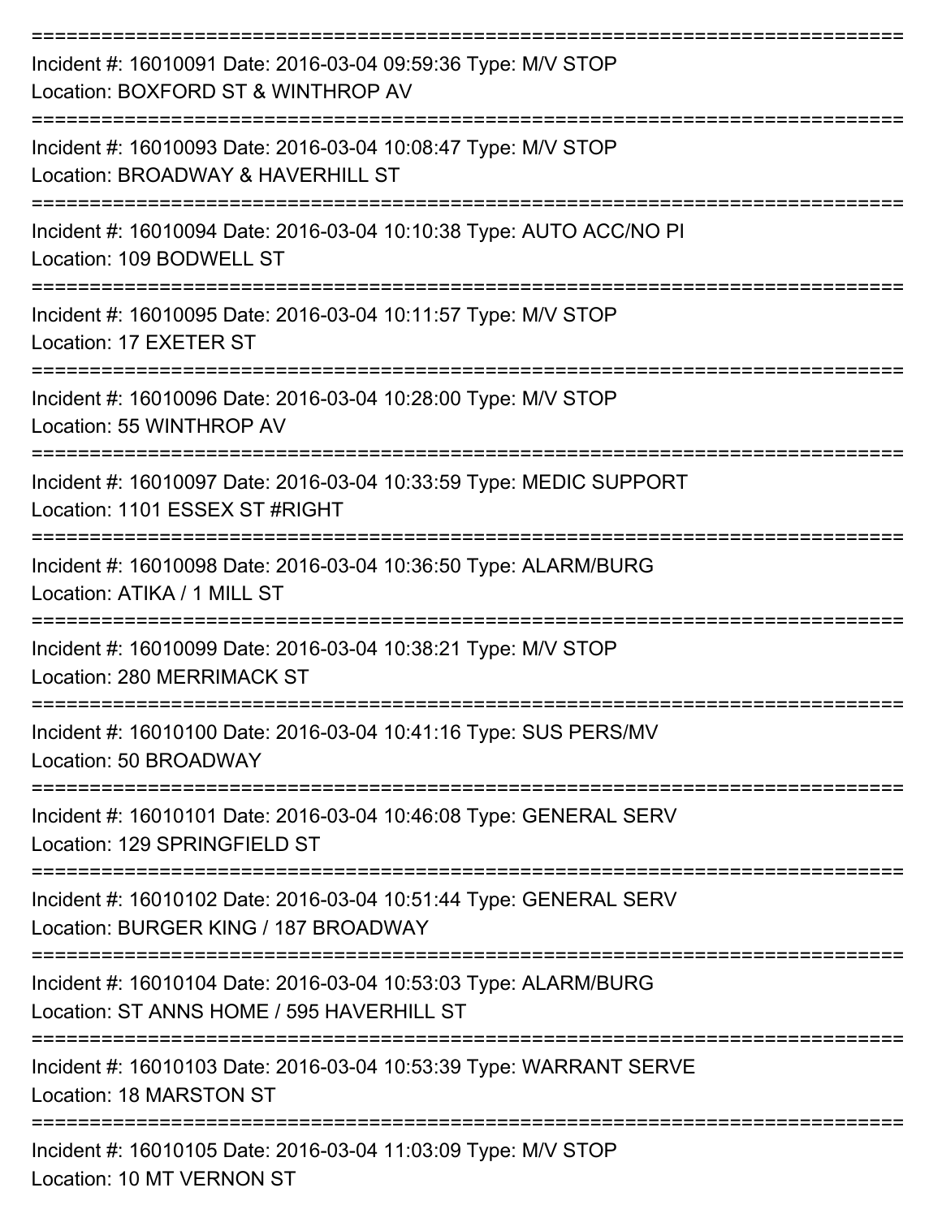===========================================================================

Incident #: 16010091 Date: 2016-03-04 09:59:36 Type: M/V STOP
Location: BOXFORD ST & WINTHROP AV

===========================================================================

Incident #: 16010093 Date: 2016-03-04 10:08:47 Type: M/V STOP
Location: BROADWAY & HAVERHILL ST

===========================================================================

Incident #: 16010094 Date: 2016-03-04 10:10:38 Type: AUTO ACC/NO PI
Location: 109 BODWELL ST

===========================================================================

Incident #: 16010095 Date: 2016-03-04 10:11:57 Type: M/V STOP
Location: 17 EXETER ST

===========================================================================

Incident #: 16010096 Date: 2016-03-04 10:28:00 Type: M/V STOP
Location: 55 WINTHROP AV

===========================================================================

Incident #: 16010097 Date: 2016-03-04 10:33:59 Type: MEDIC SUPPORT
Location: 1101 ESSEX ST #RIGHT

===========================================================================

Incident #: 16010098 Date: 2016-03-04 10:36:50 Type: ALARM/BURG
Location: ATIKA / 1 MILL ST

===========================================================================

Incident #: 16010099 Date: 2016-03-04 10:38:21 Type: M/V STOP
Location: 280 MERRIMACK ST

===========================================================================

Incident #: 16010100 Date: 2016-03-04 10:41:16 Type: SUS PERS/MV
Location: 50 BROADWAY

===========================================================================

Incident #: 16010101 Date: 2016-03-04 10:46:08 Type: GENERAL SERV
Location: 129 SPRINGFIELD ST

===========================================================================

Incident #: 16010102 Date: 2016-03-04 10:51:44 Type: GENERAL SERV
Location: BURGER KING / 187 BROADWAY

===========================================================================

Incident #: 16010104 Date: 2016-03-04 10:53:03 Type: ALARM/BURG
Location: ST ANNS HOME / 595 HAVERHILL ST

===========================================================================

Incident #: 16010103 Date: 2016-03-04 10:53:39 Type: WARRANT SERVE
Location: 18 MARSTON ST

===========================================================================

Incident #: 16010105 Date: 2016-03-04 11:03:09 Type: M/V STOP
Location: 10 MT VERNON ST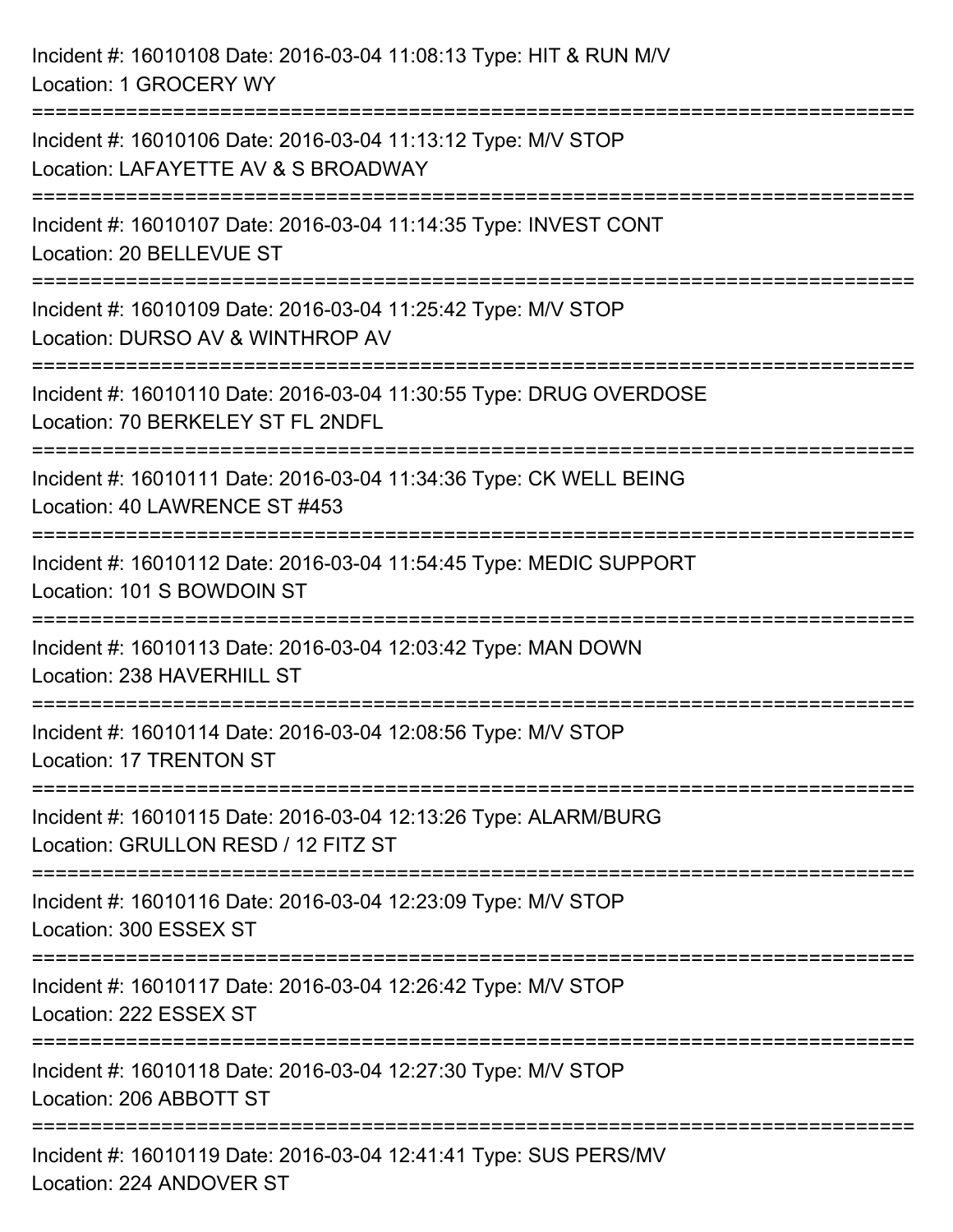Incident #: 16010108 Date: 2016-03-04 11:08:13 Type: HIT & RUN M/V
Location: 1 GROCERY WY

===========================================================================

Incident #: 16010106 Date: 2016-03-04 11:13:12 Type: M/V STOP
Location: LAFAYETTE AV & S BROADWAY

===========================================================================

Incident #: 16010107 Date: 2016-03-04 11:14:35 Type: INVEST CONT
Location: 20 BELLEVUE ST

===========================================================================

Incident #: 16010109 Date: 2016-03-04 11:25:42 Type: M/V STOP
Location: DURSO AV & WINTHROP AV

===========================================================================

Incident #: 16010110 Date: 2016-03-04 11:30:55 Type: DRUG OVERDOSE
Location: 70 BERKELEY ST FL 2NDFL

===========================================================================

Incident #: 16010111 Date: 2016-03-04 11:34:36 Type: CK WELL BEING
Location: 40 LAWRENCE ST #453

===========================================================================

Incident #: 16010112 Date: 2016-03-04 11:54:45 Type: MEDIC SUPPORT
Location: 101 S BOWDOIN ST

===========================================================================

Incident #: 16010113 Date: 2016-03-04 12:03:42 Type: MAN DOWN
Location: 238 HAVERHILL ST

===========================================================================

Incident #: 16010114 Date: 2016-03-04 12:08:56 Type: M/V STOP
Location: 17 TRENTON ST

===========================================================================

Incident #: 16010115 Date: 2016-03-04 12:13:26 Type: ALARM/BURG
Location: GRULLON RESD / 12 FITZ ST

===========================================================================

Incident #: 16010116 Date: 2016-03-04 12:23:09 Type: M/V STOP
Location: 300 ESSEX ST

===========================================================================

Incident #: 16010117 Date: 2016-03-04 12:26:42 Type: M/V STOP
Location: 222 ESSEX ST

===========================================================================

Incident #: 16010118 Date: 2016-03-04 12:27:30 Type: M/V STOP
Location: 206 ABBOTT ST

===========================================================================

Incident #: 16010119 Date: 2016-03-04 12:41:41 Type: SUS PERS/MV
Location: 224 ANDOVER ST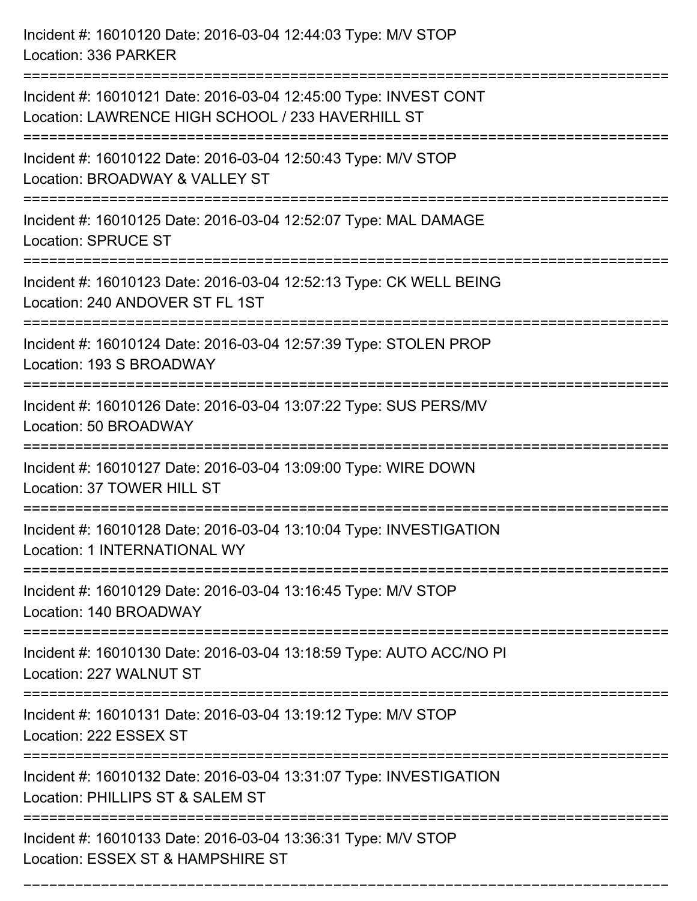Incident #: 16010120 Date: 2016-03-04 12:44:03 Type: M/V STOP
Location: 336 PARKER

===========================================================================

Incident #: 16010121 Date: 2016-03-04 12:45:00 Type: INVEST CONT
Location: LAWRENCE HIGH SCHOOL / 233 HAVERHILL ST

===========================================================================

Incident #: 16010122 Date: 2016-03-04 12:50:43 Type: M/V STOP
Location: BROADWAY & VALLEY ST

===========================================================================

Incident #: 16010125 Date: 2016-03-04 12:52:07 Type: MAL DAMAGE
Location: SPRUCE ST

===========================================================================

Incident #: 16010123 Date: 2016-03-04 12:52:13 Type: CK WELL BEING
Location: 240 ANDOVER ST FL 1ST

===========================================================================

Incident #: 16010124 Date: 2016-03-04 12:57:39 Type: STOLEN PROP
Location: 193 S BROADWAY

===========================================================================

Incident #: 16010126 Date: 2016-03-04 13:07:22 Type: SUS PERS/MV
Location: 50 BROADWAY

===========================================================================

Incident #: 16010127 Date: 2016-03-04 13:09:00 Type: WIRE DOWN
Location: 37 TOWER HILL ST

===========================================================================

Incident #: 16010128 Date: 2016-03-04 13:10:04 Type: INVESTIGATION
Location: 1 INTERNATIONAL WY

===========================================================================

Incident #: 16010129 Date: 2016-03-04 13:16:45 Type: M/V STOP
Location: 140 BROADWAY

===========================================================================

Incident #: 16010130 Date: 2016-03-04 13:18:59 Type: AUTO ACC/NO PI
Location: 227 WALNUT ST

===========================================================================

Incident #: 16010131 Date: 2016-03-04 13:19:12 Type: M/V STOP
Location: 222 ESSEX ST

===========================================================================

Incident #: 16010132 Date: 2016-03-04 13:31:07 Type: INVESTIGATION
Location: PHILLIPS ST & SALEM ST

===========================================================================

Incident #: 16010133 Date: 2016-03-04 13:36:31 Type: M/V STOP
Location: ESSEX ST & HAMPSHIRE ST

===========================================================================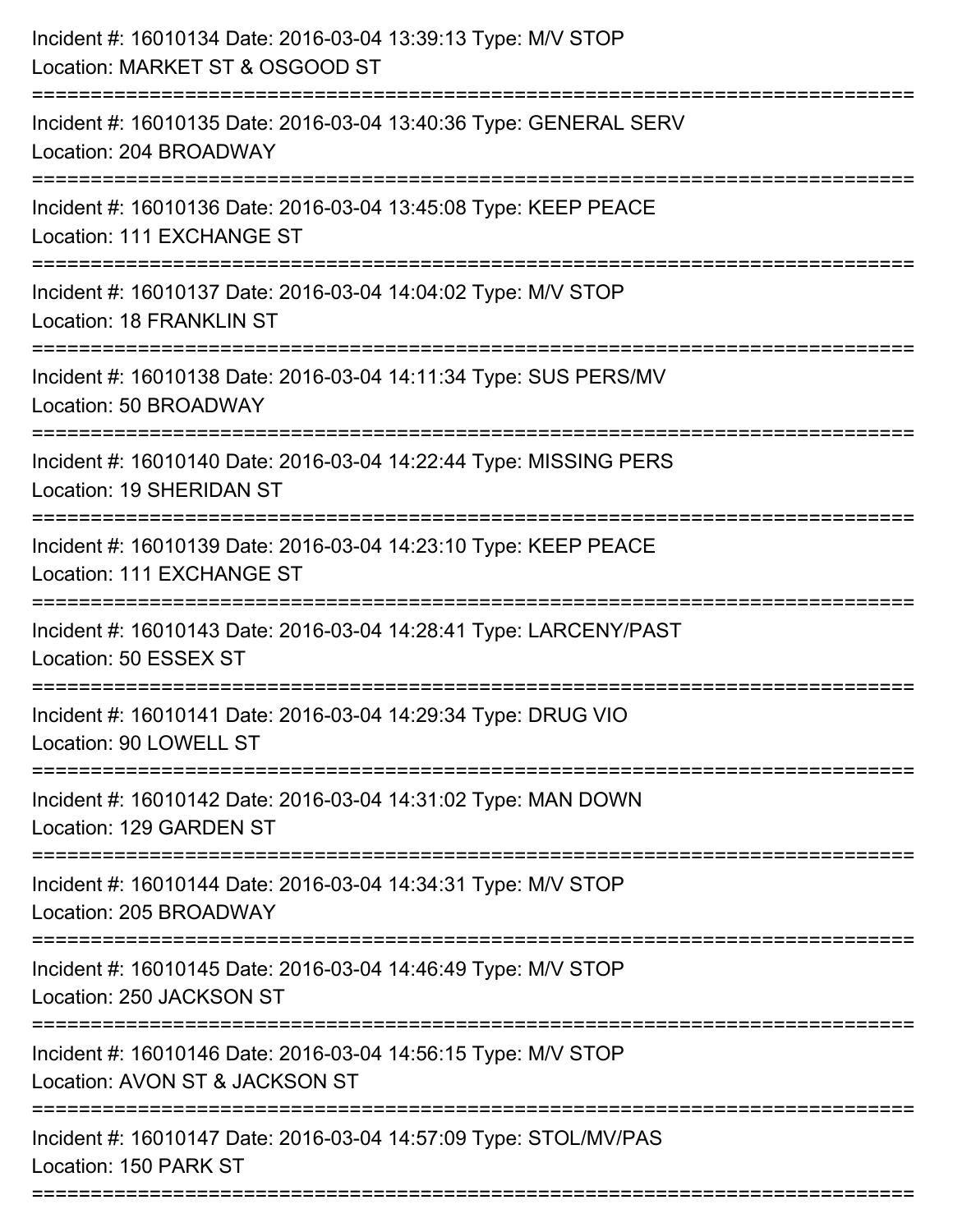Incident #: 16010134 Date: 2016-03-04 13:39:13 Type: M/V STOP
Location: MARKET ST & OSGOOD ST

===========================================================================

Incident #: 16010135 Date: 2016-03-04 13:40:36 Type: GENERAL SERV
Location: 204 BROADWAY

===========================================================================

Incident #: 16010136 Date: 2016-03-04 13:45:08 Type: KEEP PEACE
Location: 111 EXCHANGE ST

===========================================================================

Incident #: 16010137 Date: 2016-03-04 14:04:02 Type: M/V STOP
Location: 18 FRANKLIN ST

===========================================================================

Incident #: 16010138 Date: 2016-03-04 14:11:34 Type: SUS PERS/MV
Location: 50 BROADWAY

===========================================================================

Incident #: 16010140 Date: 2016-03-04 14:22:44 Type: MISSING PERS
Location: 19 SHERIDAN ST

===========================================================================

Incident #: 16010139 Date: 2016-03-04 14:23:10 Type: KEEP PEACE
Location: 111 EXCHANGE ST

===========================================================================

Incident #: 16010143 Date: 2016-03-04 14:28:41 Type: LARCENY/PAST
Location: 50 ESSEX ST

===========================================================================

Incident #: 16010141 Date: 2016-03-04 14:29:34 Type: DRUG VIO
Location: 90 LOWELL ST

===========================================================================

Incident #: 16010142 Date: 2016-03-04 14:31:02 Type: MAN DOWN
Location: 129 GARDEN ST

===========================================================================

Incident #: 16010144 Date: 2016-03-04 14:34:31 Type: M/V STOP
Location: 205 BROADWAY

===========================================================================

Incident #: 16010145 Date: 2016-03-04 14:46:49 Type: M/V STOP
Location: 250 JACKSON ST

===========================================================================

Incident #: 16010146 Date: 2016-03-04 14:56:15 Type: M/V STOP
Location: AVON ST & JACKSON ST

===========================================================================

Incident #: 16010147 Date: 2016-03-04 14:57:09 Type: STOL/MV/PAS
Location: 150 PARK ST

===========================================================================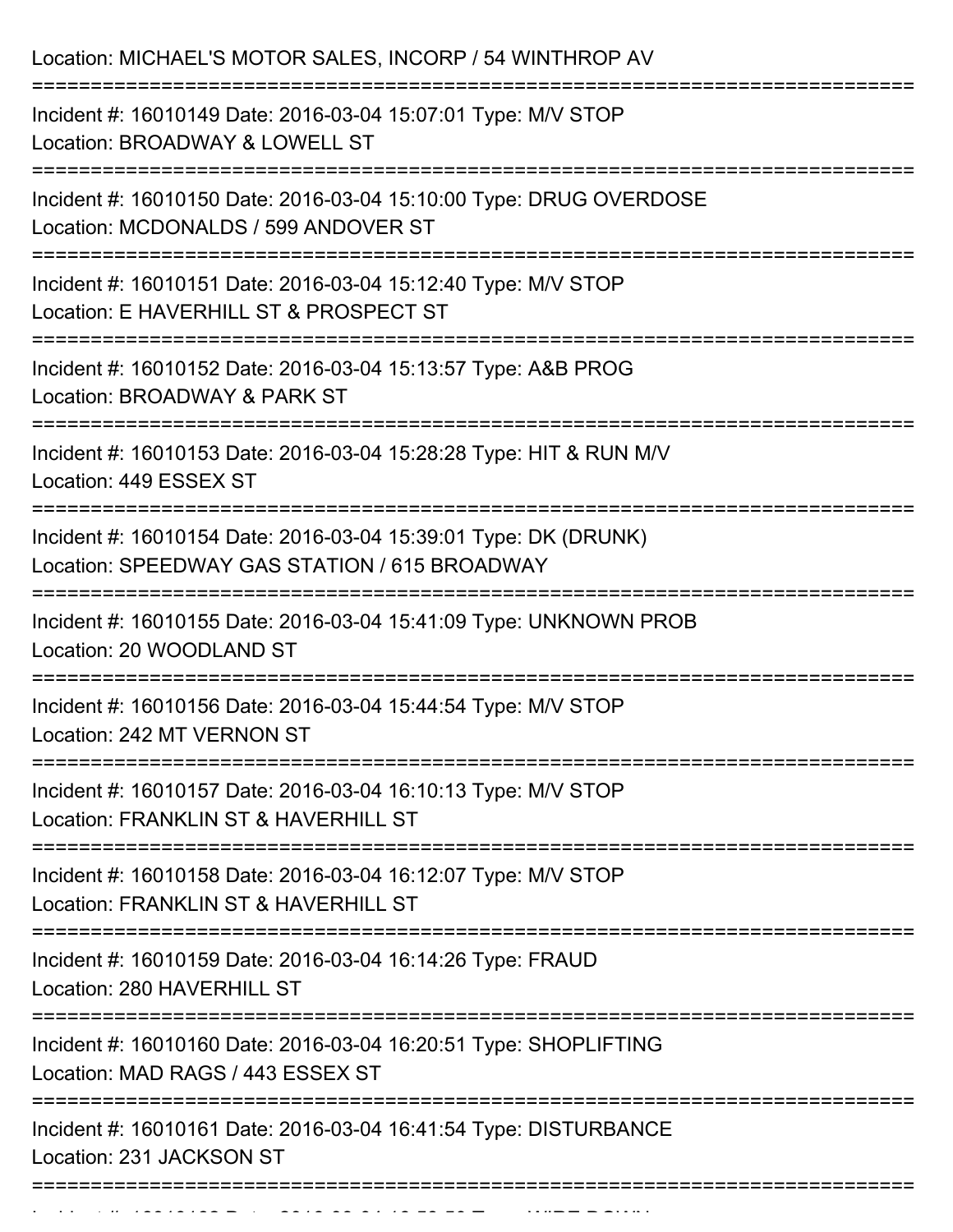Location: MICHAEL'S MOTOR SALES, INCORP / 54 WINTHROP AV

===========================================================================

Incident #: 16010149 Date: 2016-03-04 15:07:01 Type: M/V STOP
Location: BROADWAY & LOWELL ST

===========================================================================

Incident #: 16010150 Date: 2016-03-04 15:10:00 Type: DRUG OVERDOSE
Location: MCDONALDS / 599 ANDOVER ST

===========================================================================

Incident #: 16010151 Date: 2016-03-04 15:12:40 Type: M/V STOP
Location: E HAVERHILL ST & PROSPECT ST

===========================================================================

Incident #: 16010152 Date: 2016-03-04 15:13:57 Type: A&B PROG
Location: BROADWAY & PARK ST

===========================================================================

Incident #: 16010153 Date: 2016-03-04 15:28:28 Type: HIT & RUN M/V
Location: 449 ESSEX ST

===========================================================================

Incident #: 16010154 Date: 2016-03-04 15:39:01 Type: DK (DRUNK)
Location: SPEEDWAY GAS STATION / 615 BROADWAY

===========================================================================

Incident #: 16010155 Date: 2016-03-04 15:41:09 Type: UNKNOWN PROB
Location: 20 WOODLAND ST

===========================================================================

Incident #: 16010156 Date: 2016-03-04 15:44:54 Type: M/V STOP
Location: 242 MT VERNON ST

===========================================================================

Incident #: 16010157 Date: 2016-03-04 16:10:13 Type: M/V STOP
Location: FRANKLIN ST & HAVERHILL ST

===========================================================================

Incident #: 16010158 Date: 2016-03-04 16:12:07 Type: M/V STOP
Location: FRANKLIN ST & HAVERHILL ST

===========================================================================

Incident #: 16010159 Date: 2016-03-04 16:14:26 Type: FRAUD
Location: 280 HAVERHILL ST

===========================================================================

Incident #: 16010160 Date: 2016-03-04 16:20:51 Type: SHOPLIFTING
Location: MAD RAGS / 443 ESSEX ST

===========================================================================

Incident #: 16010161 Date: 2016-03-04 16:41:54 Type: DISTURBANCE
Location: 231 JACKSON ST

===========================================================================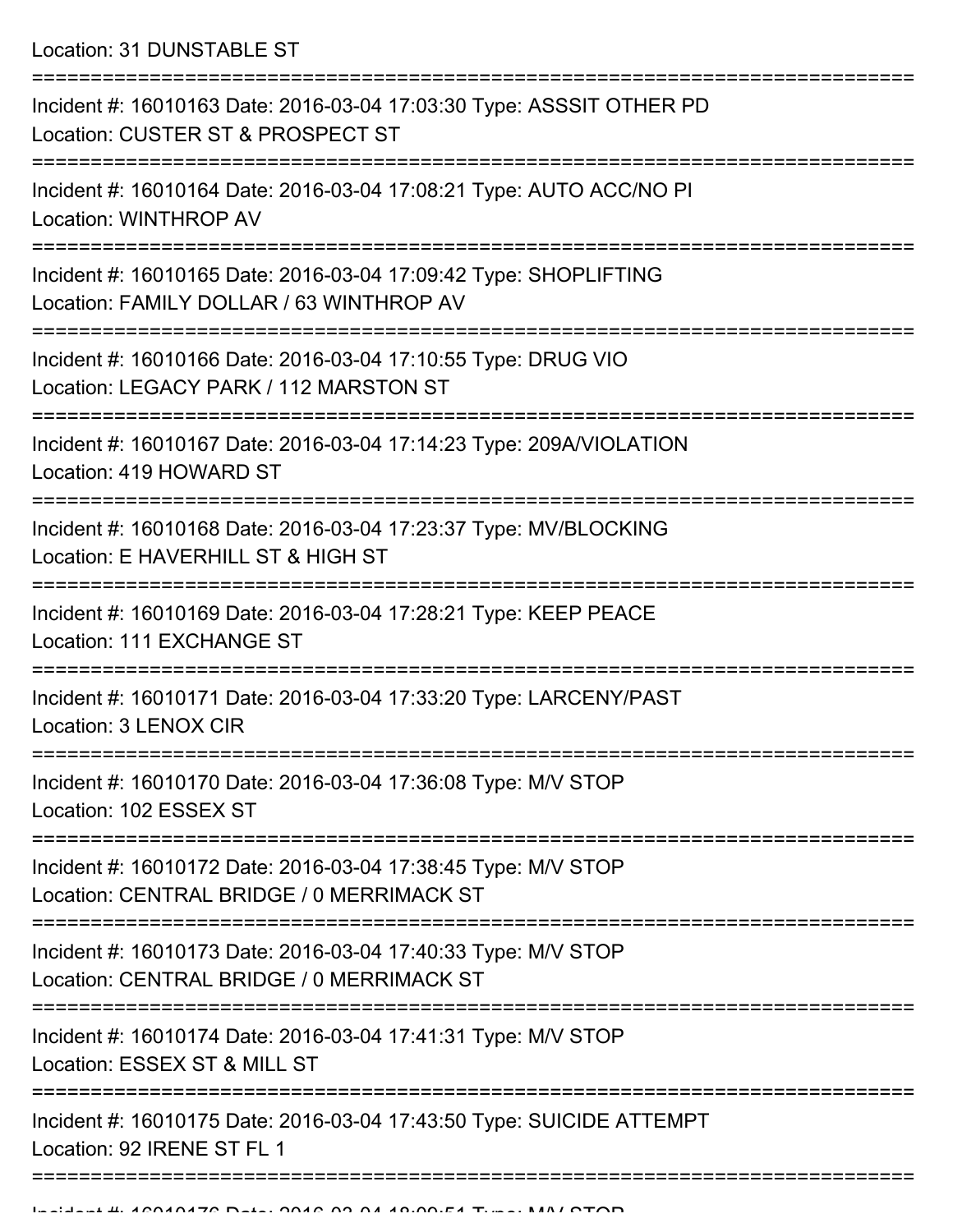Location: 31 DUNSTABLE ST

===========================================================================

Incident #: 16010163 Date: 2016-03-04 17:03:30 Type: ASSSIT OTHER PD
Location: CUSTER ST & PROSPECT ST

===========================================================================

Incident #: 16010164 Date: 2016-03-04 17:08:21 Type: AUTO ACC/NO PI
Location: WINTHROP AV

===========================================================================

Incident #: 16010165 Date: 2016-03-04 17:09:42 Type: SHOPLIFTING
Location: FAMILY DOLLAR / 63 WINTHROP AV

===========================================================================

Incident #: 16010166 Date: 2016-03-04 17:10:55 Type: DRUG VIO
Location: LEGACY PARK / 112 MARSTON ST

===========================================================================

Incident #: 16010167 Date: 2016-03-04 17:14:23 Type: 209A/VIOLATION
Location: 419 HOWARD ST

===========================================================================

Incident #: 16010168 Date: 2016-03-04 17:23:37 Type: MV/BLOCKING
Location: E HAVERHILL ST & HIGH ST

===========================================================================

Incident #: 16010169 Date: 2016-03-04 17:28:21 Type: KEEP PEACE
Location: 111 EXCHANGE ST

===========================================================================

Incident #: 16010171 Date: 2016-03-04 17:33:20 Type: LARCENY/PAST
Location: 3 LENOX CIR

===========================================================================

Incident #: 16010170 Date: 2016-03-04 17:36:08 Type: M/V STOP
Location: 102 ESSEX ST

===========================================================================

Incident #: 16010172 Date: 2016-03-04 17:38:45 Type: M/V STOP
Location: CENTRAL BRIDGE / 0 MERRIMACK ST

===========================================================================

Incident #: 16010173 Date: 2016-03-04 17:40:33 Type: M/V STOP
Location: CENTRAL BRIDGE / 0 MERRIMACK ST

===========================================================================

Incident #: 16010174 Date: 2016-03-04 17:41:31 Type: M/V STOP
Location: ESSEX ST & MILL ST

===========================================================================

Incident #: 16010175 Date: 2016-03-04 17:43:50 Type: SUICIDE ATTEMPT
Location: 92 IRENE ST FL 1

===========================================================================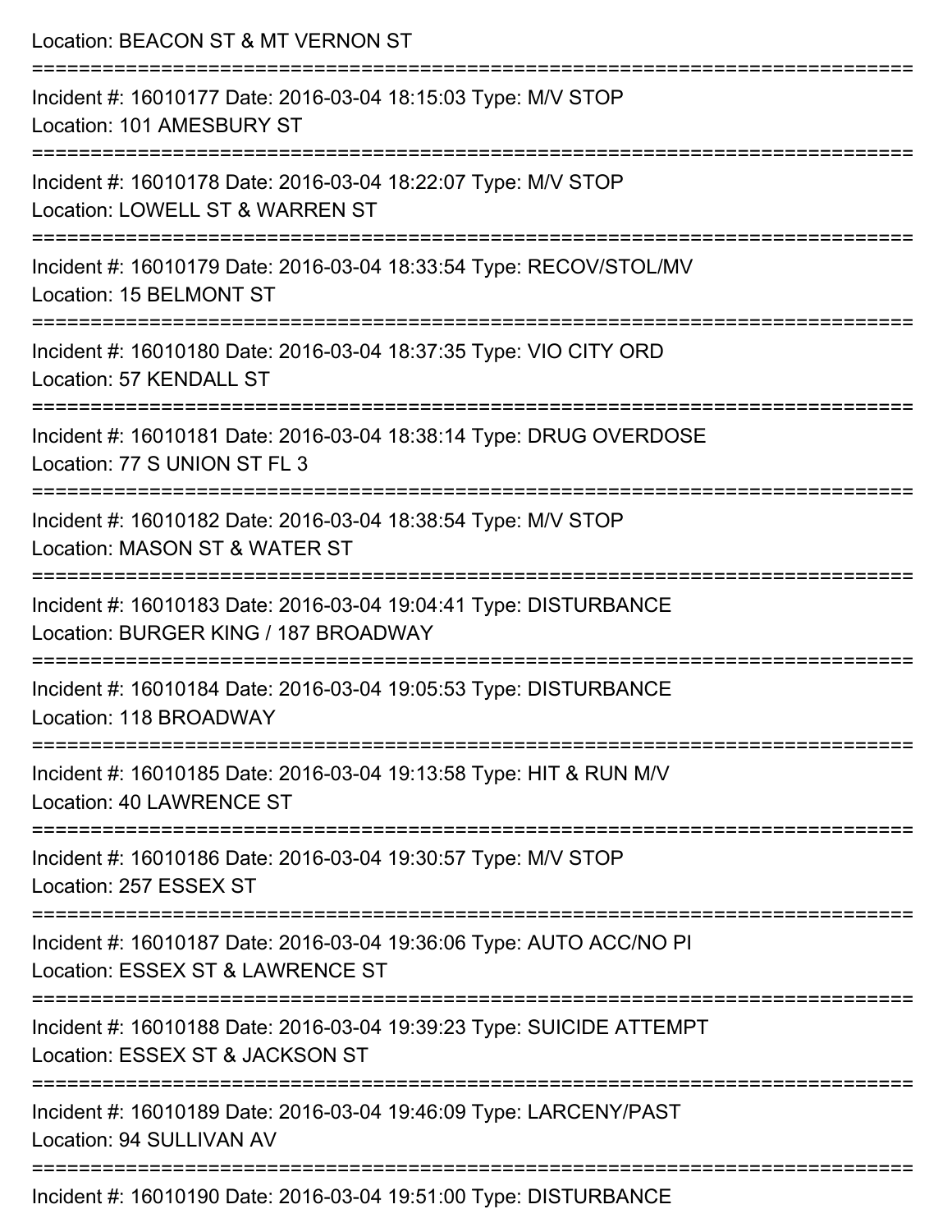Location: BEACON ST & MT VERNON ST

===========================================================================

Incident #: 16010177 Date: 2016-03-04 18:15:03 Type: M/V STOP
Location: 101 AMESBURY ST

===========================================================================

Incident #: 16010178 Date: 2016-03-04 18:22:07 Type: M/V STOP
Location: LOWELL ST & WARREN ST

===========================================================================

Incident #: 16010179 Date: 2016-03-04 18:33:54 Type: RECOV/STOL/MV
Location: 15 BELMONT ST

===========================================================================

Incident #: 16010180 Date: 2016-03-04 18:37:35 Type: VIO CITY ORD
Location: 57 KENDALL ST

===========================================================================

Incident #: 16010181 Date: 2016-03-04 18:38:14 Type: DRUG OVERDOSE
Location: 77 S UNION ST FL 3

===========================================================================

Incident #: 16010182 Date: 2016-03-04 18:38:54 Type: M/V STOP
Location: MASON ST & WATER ST

===========================================================================

Incident #: 16010183 Date: 2016-03-04 19:04:41 Type: DISTURBANCE
Location: BURGER KING / 187 BROADWAY

===========================================================================

Incident #: 16010184 Date: 2016-03-04 19:05:53 Type: DISTURBANCE
Location: 118 BROADWAY

===========================================================================

Incident #: 16010185 Date: 2016-03-04 19:13:58 Type: HIT & RUN M/V
Location: 40 LAWRENCE ST

===========================================================================

Incident #: 16010186 Date: 2016-03-04 19:30:57 Type: M/V STOP
Location: 257 ESSEX ST

===========================================================================

Incident #: 16010187 Date: 2016-03-04 19:36:06 Type: AUTO ACC/NO PI
Location: ESSEX ST & LAWRENCE ST

===========================================================================

Incident #: 16010188 Date: 2016-03-04 19:39:23 Type: SUICIDE ATTEMPT
Location: ESSEX ST & JACKSON ST

===========================================================================

Incident #: 16010189 Date: 2016-03-04 19:46:09 Type: LARCENY/PAST
Location: 94 SULLIVAN AV

===========================================================================

Incident #: 16010190 Date: 2016-03-04 19:51:00 Type: DISTURBANCE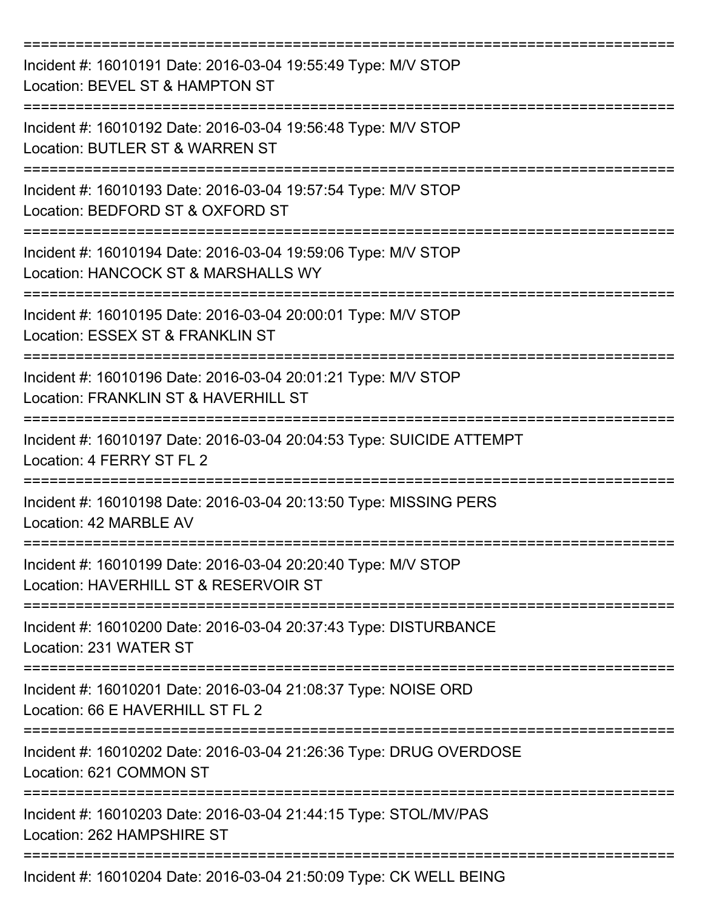===========================================================================

Incident #: 16010191 Date: 2016-03-04 19:55:49 Type: M/V STOP
Location: BEVEL ST & HAMPTON ST

===========================================================================

Incident #: 16010192 Date: 2016-03-04 19:56:48 Type: M/V STOP
Location: BUTLER ST & WARREN ST

===========================================================================

Incident #: 16010193 Date: 2016-03-04 19:57:54 Type: M/V STOP
Location: BEDFORD ST & OXFORD ST

===========================================================================

Incident #: 16010194 Date: 2016-03-04 19:59:06 Type: M/V STOP
Location: HANCOCK ST & MARSHALLS WY

===========================================================================

Incident #: 16010195 Date: 2016-03-04 20:00:01 Type: M/V STOP
Location: ESSEX ST & FRANKLIN ST

===========================================================================

Incident #: 16010196 Date: 2016-03-04 20:01:21 Type: M/V STOP
Location: FRANKLIN ST & HAVERHILL ST

===========================================================================

Incident #: 16010197 Date: 2016-03-04 20:04:53 Type: SUICIDE ATTEMPT
Location: 4 FERRY ST FL 2

===========================================================================

Incident #: 16010198 Date: 2016-03-04 20:13:50 Type: MISSING PERS
Location: 42 MARBLE AV

===========================================================================

Incident #: 16010199 Date: 2016-03-04 20:20:40 Type: M/V STOP
Location: HAVERHILL ST & RESERVOIR ST

===========================================================================

Incident #: 16010200 Date: 2016-03-04 20:37:43 Type: DISTURBANCE
Location: 231 WATER ST

===========================================================================

Incident #: 16010201 Date: 2016-03-04 21:08:37 Type: NOISE ORD
Location: 66 E HAVERHILL ST FL 2

===========================================================================

Incident #: 16010202 Date: 2016-03-04 21:26:36 Type: DRUG OVERDOSE
Location: 621 COMMON ST

===========================================================================

Incident #: 16010203 Date: 2016-03-04 21:44:15 Type: STOL/MV/PAS
Location: 262 HAMPSHIRE ST

===========================================================================

Incident #: 16010204 Date: 2016-03-04 21:50:09 Type: CK WELL BEING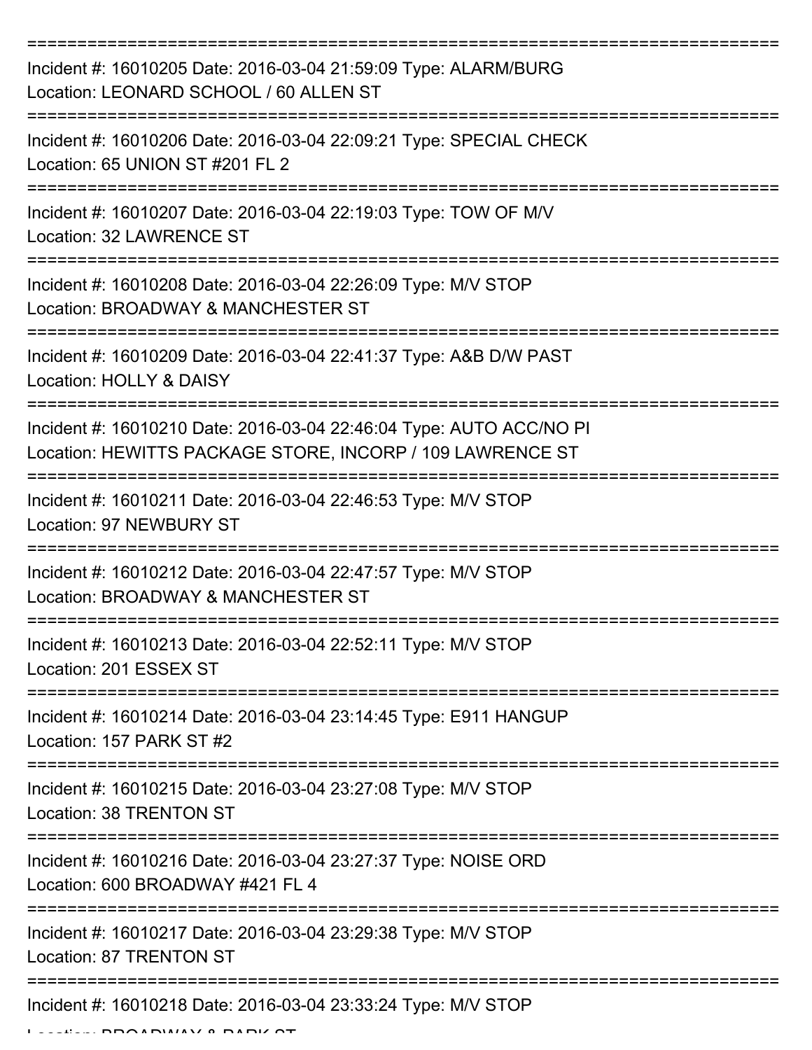===========================================================================

Incident #: 16010205 Date: 2016-03-04 21:59:09 Type: ALARM/BURG
Location: LEONARD SCHOOL / 60 ALLEN ST

===========================================================================

Incident #: 16010206 Date: 2016-03-04 22:09:21 Type: SPECIAL CHECK
Location: 65 UNION ST #201 FL 2

===========================================================================

Incident #: 16010207 Date: 2016-03-04 22:19:03 Type: TOW OF M/V
Location: 32 LAWRENCE ST

===========================================================================

Incident #: 16010208 Date: 2016-03-04 22:26:09 Type: M/V STOP
Location: BROADWAY & MANCHESTER ST

===========================================================================

Incident #: 16010209 Date: 2016-03-04 22:41:37 Type: A&B D/W PAST
Location: HOLLY & DAISY

===========================================================================

Incident #: 16010210 Date: 2016-03-04 22:46:04 Type: AUTO ACC/NO PI
Location: HEWITTS PACKAGE STORE, INCORP / 109 LAWRENCE ST

===========================================================================

Incident #: 16010211 Date: 2016-03-04 22:46:53 Type: M/V STOP
Location: 97 NEWBURY ST

===========================================================================

Incident #: 16010212 Date: 2016-03-04 22:47:57 Type: M/V STOP
Location: BROADWAY & MANCHESTER ST

===========================================================================

Incident #: 16010213 Date: 2016-03-04 22:52:11 Type: M/V STOP
Location: 201 ESSEX ST

===========================================================================

Incident #: 16010214 Date: 2016-03-04 23:14:45 Type: E911 HANGUP
Location: 157 PARK ST #2

===========================================================================

Incident #: 16010215 Date: 2016-03-04 23:27:08 Type: M/V STOP
Location: 38 TRENTON ST

===========================================================================

Incident #: 16010216 Date: 2016-03-04 23:27:37 Type: NOISE ORD
Location: 600 BROADWAY #421 FL 4

===========================================================================

Incident #: 16010217 Date: 2016-03-04 23:29:38 Type: M/V STOP
Location: 87 TRENTON ST

===========================================================================

Incident #: 16010218 Date: 2016-03-04 23:33:24 Type: M/V STOP
Location: BROADWAY & PARK ST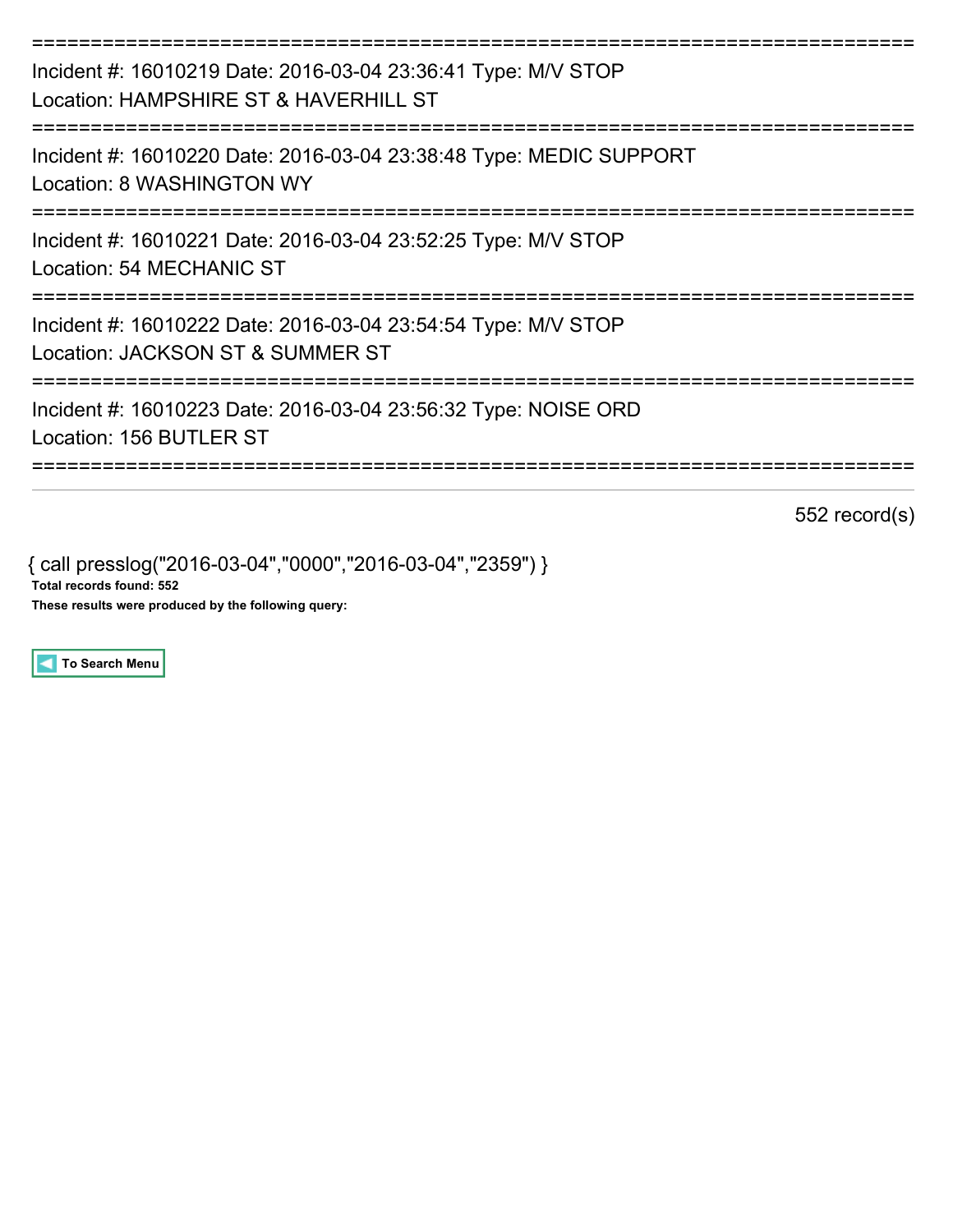===========================================================================

Incident #: 16010219 Date: 2016-03-04 23:36:41 Type: M/V STOP
Location: HAMPSHIRE ST & HAVERHILL ST

===========================================================================

Incident #: 16010220 Date: 2016-03-04 23:38:48 Type: MEDIC SUPPORT
Location: 8 WASHINGTON WY

===========================================================================

Incident #: 16010221 Date: 2016-03-04 23:52:25 Type: M/V STOP
Location: 54 MECHANIC ST

===========================================================================

Incident #: 16010222 Date: 2016-03-04 23:54:54 Type: M/V STOP
Location: JACKSON ST & SUMMER ST

===========================================================================

Incident #: 16010223 Date: 2016-03-04 23:56:32 Type: NOISE ORD
Location: 156 BUTLER ST

===========================================================================

552 record(s)

{ call presslog("2016-03-04","0000","2016-03-04","2359") }

**Total records found: 552**

**These results were produced by the following query:**

To Search Menu